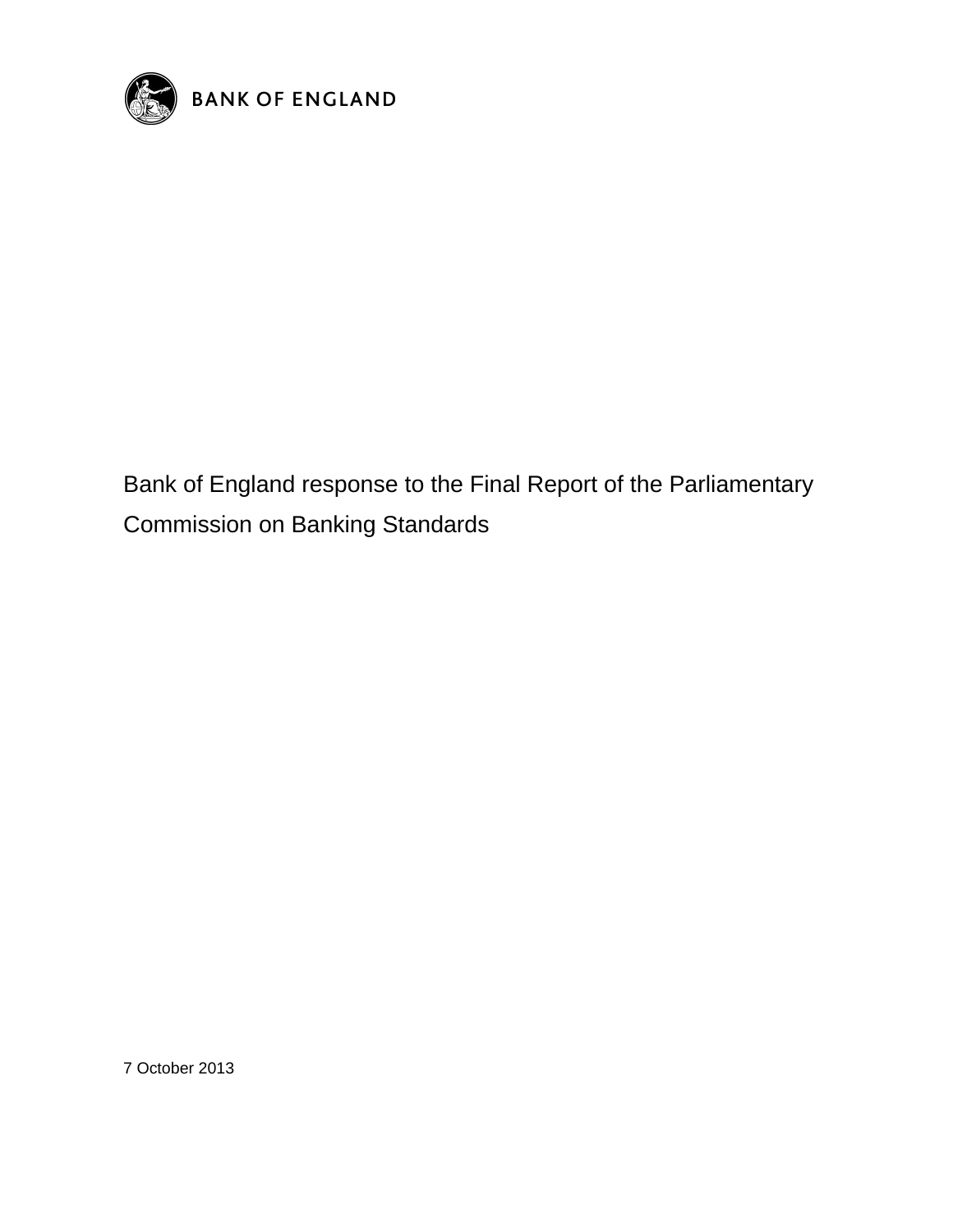BANK OF ENGLAND

# Bank of England response to the Final Report of the Parliamentary Commission on Banking Standards

7 October 2013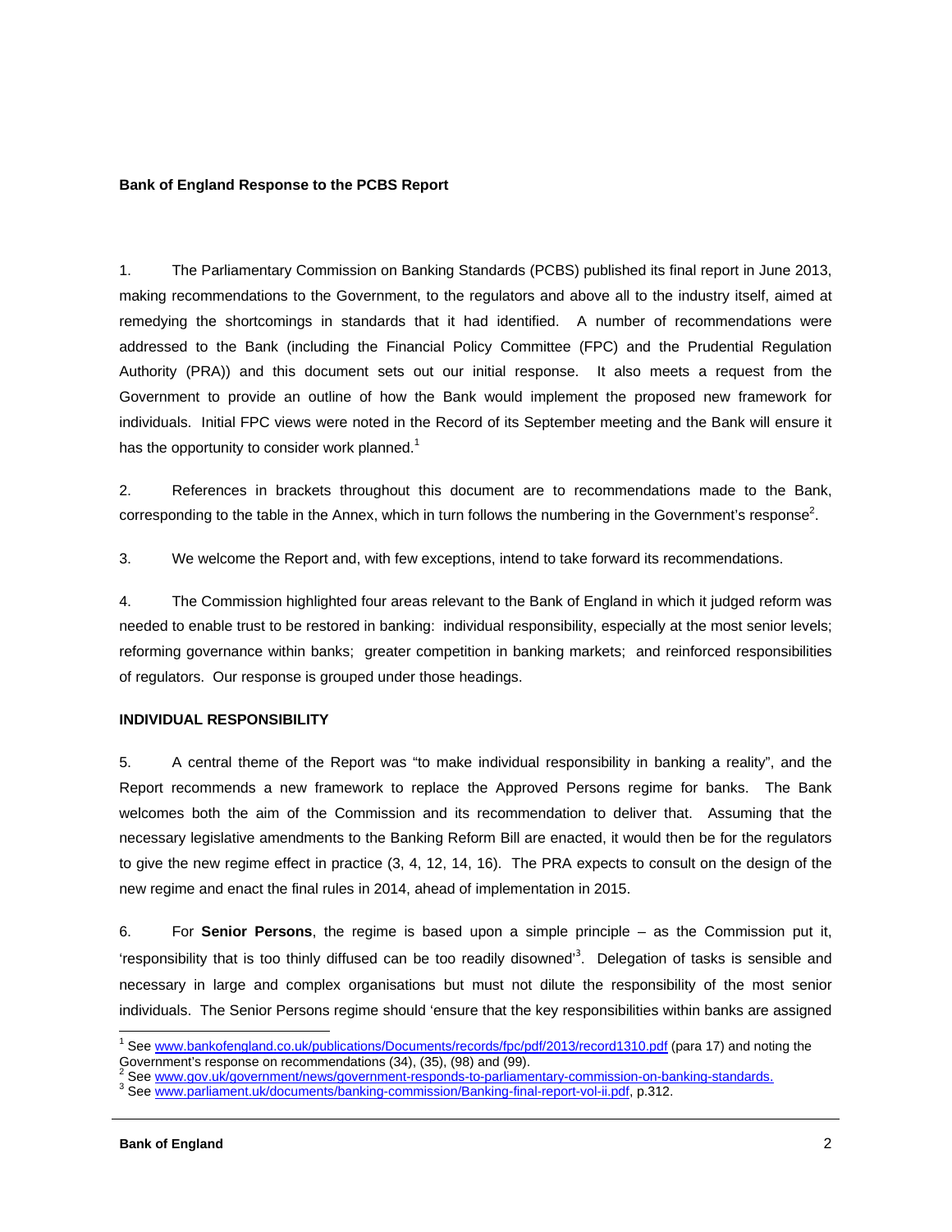**Bank of England Response to the PCBS Report**

1. The Parliamentary Commission on Banking Standards (PCBS) published its final report in June 2013, making recommendations to the Government, to the regulators and above all to the industry itself, aimed at remedying the shortcomings in standards that it had identified. A number of recommendations were addressed to the Bank (including the Financial Policy Committee (FPC) and the Prudential Regulation Authority (PRA)) and this document sets out our initial response. It also meets a request from the Government to provide an outline of how the Bank would implement the proposed new framework for individuals. Initial FPC views were noted in the Record of its September meeting and the Bank will ensure it has the opportunity to consider work planned.[1]

2. References in brackets throughout this document are to recommendations made to the Bank, corresponding to the table in the Annex, which in turn follows the numbering in the Government's response[2].

3. We welcome the Report and, with few exceptions, intend to take forward its recommendations.

4. The Commission highlighted four areas relevant to the Bank of England in which it judged reform was needed to enable trust to be restored in banking: individual responsibility, especially at the most senior levels; reforming governance within banks; greater competition in banking markets; and reinforced responsibilities of regulators. Our response is grouped under those headings.

**INDIVIDUAL RESPONSIBILITY**

5. A central theme of the Report was "to make individual responsibility in banking a reality", and the Report recommends a new framework to replace the Approved Persons regime for banks. The Bank welcomes both the aim of the Commission and its recommendation to deliver that. Assuming that the necessary legislative amendments to the Banking Reform Bill are enacted, it would then be for the regulators to give the new regime effect in practice (3, 4, 12, 14, 16). The PRA expects to consult on the design of the new regime and enact the final rules in 2014, ahead of implementation in 2015.

6. For **Senior Persons**, the regime is based upon a simple principle – as the Commission put it, 'responsibility that is too thinly diffused can be too readily disowned'[3]. Delegation of tasks is sensible and necessary in large and complex organisations but must not dilute the responsibility of the most senior individuals. The Senior Persons regime should 'ensure that the key responsibilities within banks are assigned

---

[1] See www.bankofengland.co.uk/publications/Documents/records/fpc/pdf/2013/record1310.pdf (para 17) and noting the Government's response on recommendations (34), (35), (98) and (99).

[2] See www.gov.uk/government/news/government-responds-to-parliamentary-commission-on-banking-standards.

[3] See www.parliament.uk/documents/banking-commission/Banking-final-report-vol-ii.pdf, p.312.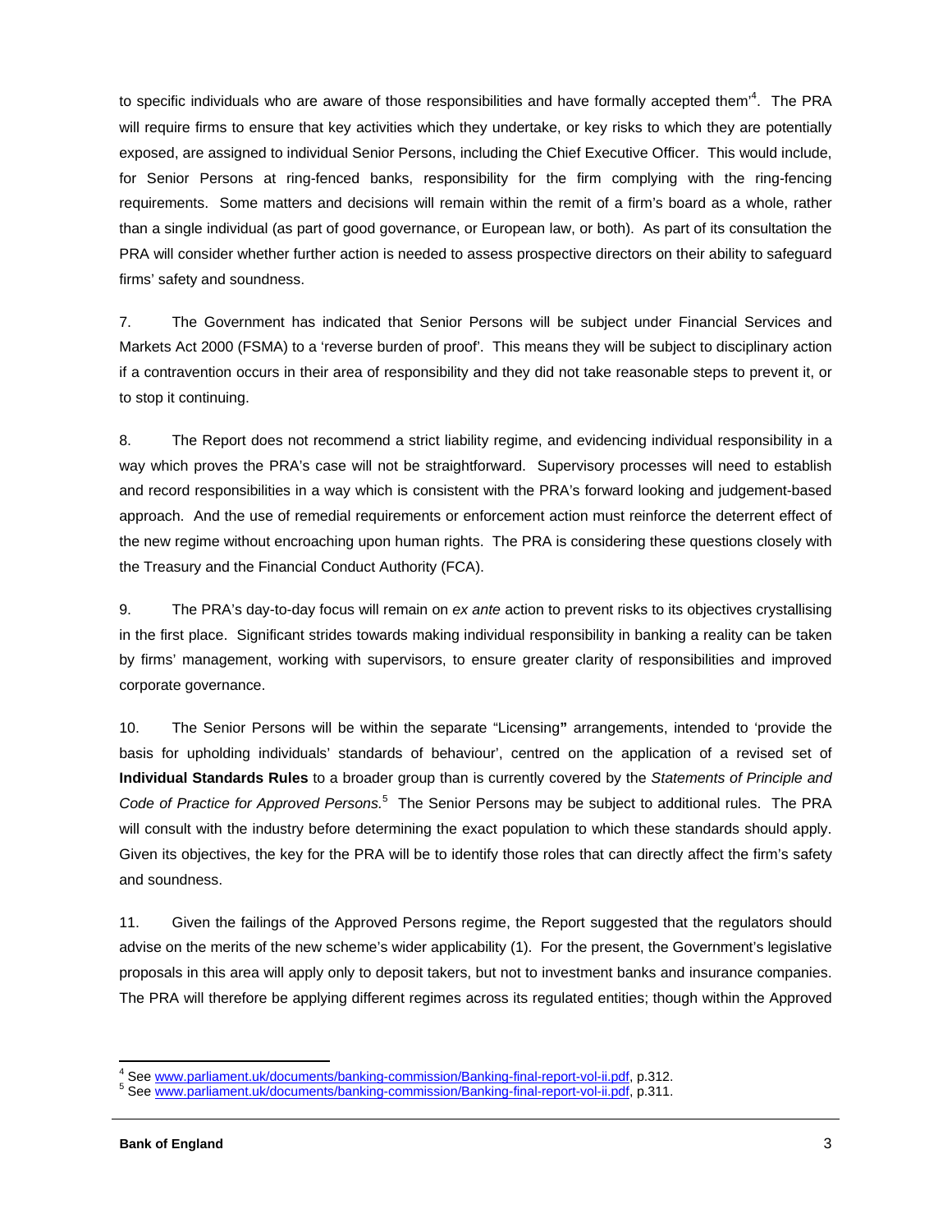to specific individuals who are aware of those responsibilities and have formally accepted them'[4]. The PRA will require firms to ensure that key activities which they undertake, or key risks to which they are potentially exposed, are assigned to individual Senior Persons, including the Chief Executive Officer. This would include, for Senior Persons at ring-fenced banks, responsibility for the firm complying with the ring-fencing requirements. Some matters and decisions will remain within the remit of a firm's board as a whole, rather than a single individual (as part of good governance, or European law, or both). As part of its consultation the PRA will consider whether further action is needed to assess prospective directors on their ability to safeguard firms' safety and soundness.

7. The Government has indicated that Senior Persons will be subject under Financial Services and Markets Act 2000 (FSMA) to a 'reverse burden of proof'. This means they will be subject to disciplinary action if a contravention occurs in their area of responsibility and they did not take reasonable steps to prevent it, or to stop it continuing.

8. The Report does not recommend a strict liability regime, and evidencing individual responsibility in a way which proves the PRA's case will not be straightforward. Supervisory processes will need to establish and record responsibilities in a way which is consistent with the PRA's forward looking and judgement-based approach. And the use of remedial requirements or enforcement action must reinforce the deterrent effect of the new regime without encroaching upon human rights. The PRA is considering these questions closely with the Treasury and the Financial Conduct Authority (FCA).

9. The PRA's day-to-day focus will remain on *ex ante* action to prevent risks to its objectives crystallising in the first place. Significant strides towards making individual responsibility in banking a reality can be taken by firms' management, working with supervisors, to ensure greater clarity of responsibilities and improved corporate governance.

10. The Senior Persons will be within the separate "Licensing**"** arrangements, intended to 'provide the basis for upholding individuals' standards of behaviour', centred on the application of a revised set of **Individual Standards Rules** to a broader group than is currently covered by the *Statements of Principle and Code of Practice for Approved Persons.*[5] The Senior Persons may be subject to additional rules. The PRA will consult with the industry before determining the exact population to which these standards should apply. Given its objectives, the key for the PRA will be to identify those roles that can directly affect the firm's safety and soundness.

11. Given the failings of the Approved Persons regime, the Report suggested that the regulators should advise on the merits of the new scheme's wider applicability (1). For the present, the Government's legislative proposals in this area will apply only to deposit takers, but not to investment banks and insurance companies. The PRA will therefore be applying different regimes across its regulated entities; though within the Approved

---

[4] See www.parliament.uk/documents/banking-commission/Banking-final-report-vol-ii.pdf, p.312.

[5] See www.parliament.uk/documents/banking-commission/Banking-final-report-vol-ii.pdf, p.311.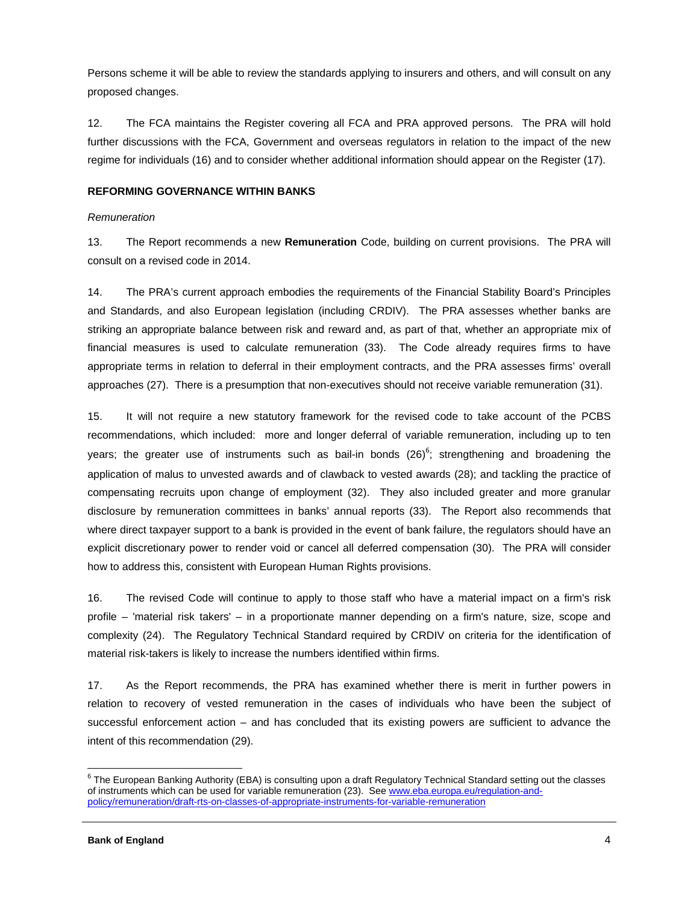Persons scheme it will be able to review the standards applying to insurers and others, and will consult on any proposed changes.

12. The FCA maintains the Register covering all FCA and PRA approved persons. The PRA will hold further discussions with the FCA, Government and overseas regulators in relation to the impact of the new regime for individuals (16) and to consider whether additional information should appear on the Register (17).

**REFORMING GOVERNANCE WITHIN BANKS**

*Remuneration*

13. The Report recommends a new **Remuneration** Code, building on current provisions. The PRA will consult on a revised code in 2014.

14. The PRA's current approach embodies the requirements of the Financial Stability Board's Principles and Standards, and also European legislation (including CRDIV). The PRA assesses whether banks are striking an appropriate balance between risk and reward and, as part of that, whether an appropriate mix of financial measures is used to calculate remuneration (33). The Code already requires firms to have appropriate terms in relation to deferral in their employment contracts, and the PRA assesses firms' overall approaches (27). There is a presumption that non-executives should not receive variable remuneration (31).

15. It will not require a new statutory framework for the revised code to take account of the PCBS recommendations, which included: more and longer deferral of variable remuneration, including up to ten years; the greater use of instruments such as bail-in bonds (26)[6]; strengthening and broadening the application of malus to unvested awards and of clawback to vested awards (28); and tackling the practice of compensating recruits upon change of employment (32). They also included greater and more granular disclosure by remuneration committees in banks' annual reports (33). The Report also recommends that where direct taxpayer support to a bank is provided in the event of bank failure, the regulators should have an explicit discretionary power to render void or cancel all deferred compensation (30). The PRA will consider how to address this, consistent with European Human Rights provisions.

16. The revised Code will continue to apply to those staff who have a material impact on a firm's risk profile – 'material risk takers' – in a proportionate manner depending on a firm's nature, size, scope and complexity (24). The Regulatory Technical Standard required by CRDIV on criteria for the identification of material risk-takers is likely to increase the numbers identified within firms.

17. As the Report recommends, the PRA has examined whether there is merit in further powers in relation to recovery of vested remuneration in the cases of individuals who have been the subject of successful enforcement action – and has concluded that its existing powers are sufficient to advance the intent of this recommendation (29).

---

[6] The European Banking Authority (EBA) is consulting upon a draft Regulatory Technical Standard setting out the classes of instruments which can be used for variable remuneration (23). See www.eba.europa.eu/regulation-and-policy/remuneration/draft-rts-on-classes-of-appropriate-instruments-for-variable-remuneration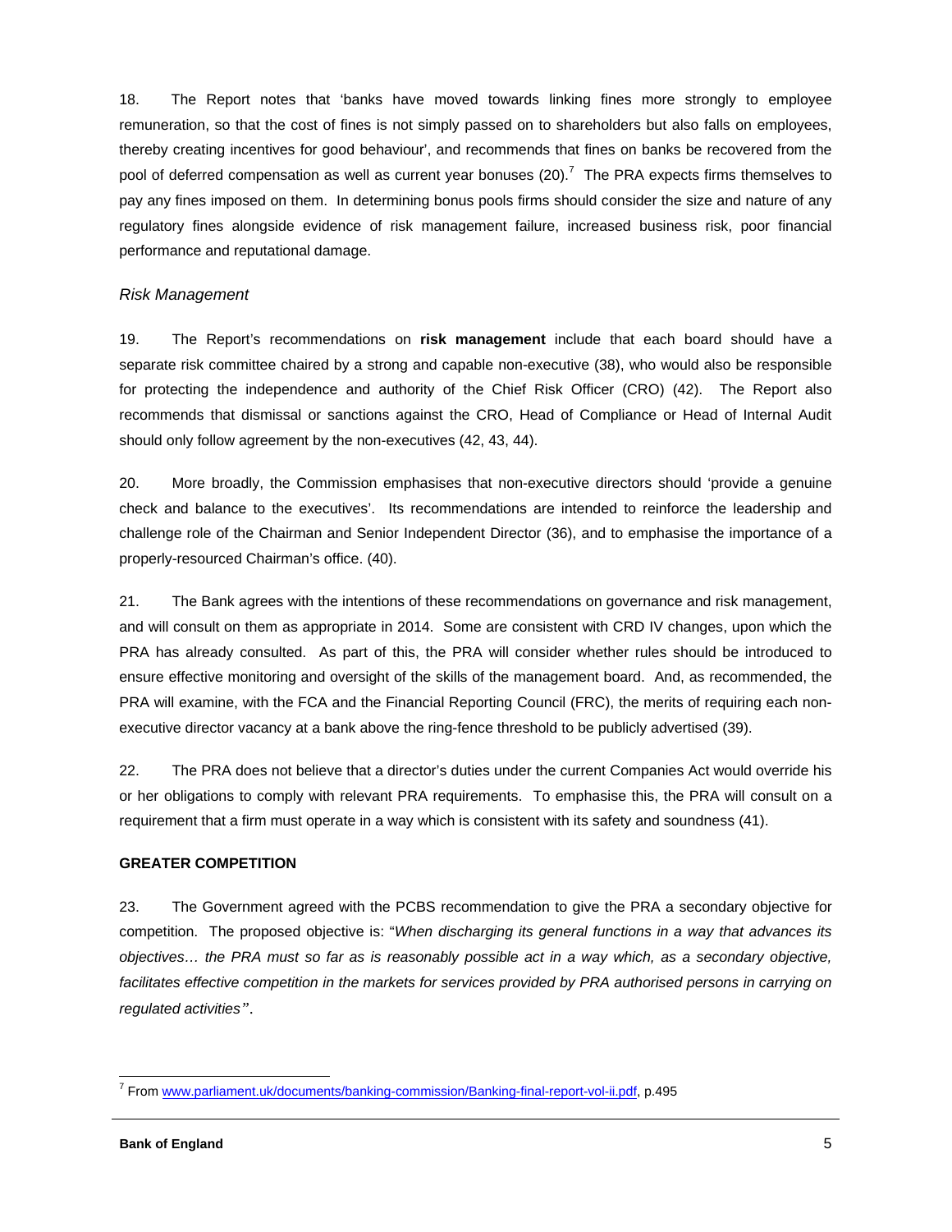18. The Report notes that 'banks have moved towards linking fines more strongly to employee remuneration, so that the cost of fines is not simply passed on to shareholders but also falls on employees, thereby creating incentives for good behaviour', and recommends that fines on banks be recovered from the pool of deferred compensation as well as current year bonuses (20).[7] The PRA expects firms themselves to pay any fines imposed on them. In determining bonus pools firms should consider the size and nature of any regulatory fines alongside evidence of risk management failure, increased business risk, poor financial performance and reputational damage.

### *Risk Management*

19. The Report's recommendations on **risk management** include that each board should have a separate risk committee chaired by a strong and capable non-executive (38), who would also be responsible for protecting the independence and authority of the Chief Risk Officer (CRO) (42). The Report also recommends that dismissal or sanctions against the CRO, Head of Compliance or Head of Internal Audit should only follow agreement by the non-executives (42, 43, 44).

20. More broadly, the Commission emphasises that non-executive directors should 'provide a genuine check and balance to the executives'. Its recommendations are intended to reinforce the leadership and challenge role of the Chairman and Senior Independent Director (36), and to emphasise the importance of a properly-resourced Chairman's office. (40).

21. The Bank agrees with the intentions of these recommendations on governance and risk management, and will consult on them as appropriate in 2014. Some are consistent with CRD IV changes, upon which the PRA has already consulted. As part of this, the PRA will consider whether rules should be introduced to ensure effective monitoring and oversight of the skills of the management board. And, as recommended, the PRA will examine, with the FCA and the Financial Reporting Council (FRC), the merits of requiring each non-executive director vacancy at a bank above the ring-fence threshold to be publicly advertised (39).

22. The PRA does not believe that a director's duties under the current Companies Act would override his or her obligations to comply with relevant PRA requirements. To emphasise this, the PRA will consult on a requirement that a firm must operate in a way which is consistent with its safety and soundness (41).

## GREATER COMPETITION

23. The Government agreed with the PCBS recommendation to give the PRA a secondary objective for competition. The proposed objective is: "*When discharging its general functions in a way that advances its objectives… the PRA must so far as is reasonably possible act in a way which, as a secondary objective, facilitates effective competition in the markets for services provided by PRA authorised persons in carrying on regulated activities*".

---

[7] From www.parliament.uk/documents/banking-commission/Banking-final-report-vol-ii.pdf, p.495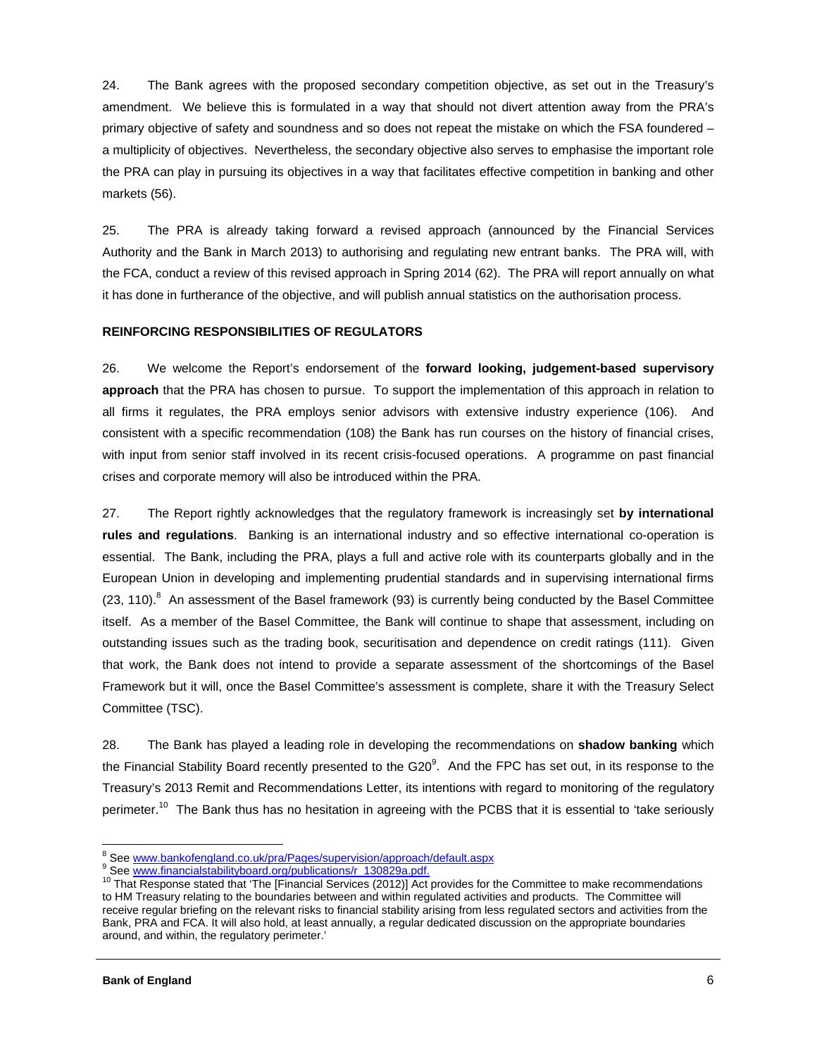24. The Bank agrees with the proposed secondary competition objective, as set out in the Treasury's amendment. We believe this is formulated in a way that should not divert attention away from the PRA's primary objective of safety and soundness and so does not repeat the mistake on which the FSA foundered – a multiplicity of objectives. Nevertheless, the secondary objective also serves to emphasise the important role the PRA can play in pursuing its objectives in a way that facilitates effective competition in banking and other markets (56).

25. The PRA is already taking forward a revised approach (announced by the Financial Services Authority and the Bank in March 2013) to authorising and regulating new entrant banks. The PRA will, with the FCA, conduct a review of this revised approach in Spring 2014 (62). The PRA will report annually on what it has done in furtherance of the objective, and will publish annual statistics on the authorisation process.

**REINFORCING RESPONSIBILITIES OF REGULATORS**

26. We welcome the Report's endorsement of the **forward looking, judgement-based supervisory approach** that the PRA has chosen to pursue. To support the implementation of this approach in relation to all firms it regulates, the PRA employs senior advisors with extensive industry experience (106). And consistent with a specific recommendation (108) the Bank has run courses on the history of financial crises, with input from senior staff involved in its recent crisis-focused operations. A programme on past financial crises and corporate memory will also be introduced within the PRA.

27. The Report rightly acknowledges that the regulatory framework is increasingly set **by international rules and regulations**. Banking is an international industry and so effective international co-operation is essential. The Bank, including the PRA, plays a full and active role with its counterparts globally and in the European Union in developing and implementing prudential standards and in supervising international firms (23, 110).[8] An assessment of the Basel framework (93) is currently being conducted by the Basel Committee itself. As a member of the Basel Committee, the Bank will continue to shape that assessment, including on outstanding issues such as the trading book, securitisation and dependence on credit ratings (111). Given that work, the Bank does not intend to provide a separate assessment of the shortcomings of the Basel Framework but it will, once the Basel Committee's assessment is complete, share it with the Treasury Select Committee (TSC).

28. The Bank has played a leading role in developing the recommendations on **shadow banking** which the Financial Stability Board recently presented to the G20[9]. And the FPC has set out, in its response to the Treasury's 2013 Remit and Recommendations Letter, its intentions with regard to monitoring of the regulatory perimeter.[10] The Bank thus has no hesitation in agreeing with the PCBS that it is essential to 'take seriously

---

[8] See www.bankofengland.co.uk/pra/Pages/supervision/approach/default.aspx

[9] See www.financialstabilityboard.org/publications/r_130829a.pdf.

[10] That Response stated that 'The [Financial Services (2012)] Act provides for the Committee to make recommendations to HM Treasury relating to the boundaries between and within regulated activities and products. The Committee will receive regular briefing on the relevant risks to financial stability arising from less regulated sectors and activities from the Bank, PRA and FCA. It will also hold, at least annually, a regular dedicated discussion on the appropriate boundaries around, and within, the regulatory perimeter.'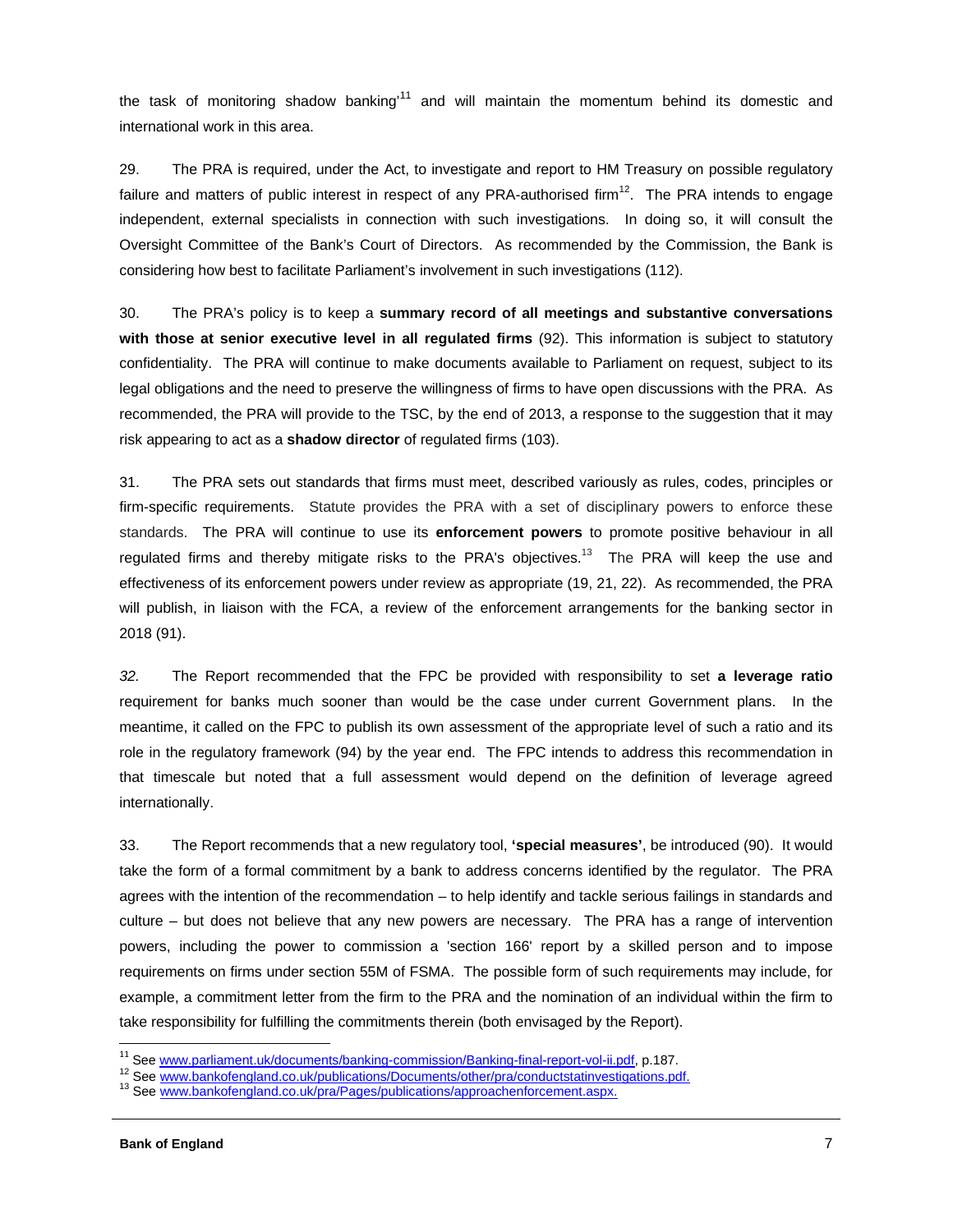the task of monitoring shadow banking'[11] and will maintain the momentum behind its domestic and international work in this area.

29. The PRA is required, under the Act, to investigate and report to HM Treasury on possible regulatory failure and matters of public interest in respect of any PRA-authorised firm[12]. The PRA intends to engage independent, external specialists in connection with such investigations. In doing so, it will consult the Oversight Committee of the Bank's Court of Directors. As recommended by the Commission, the Bank is considering how best to facilitate Parliament's involvement in such investigations (112).

30. The PRA's policy is to keep a **summary record of all meetings and substantive conversations with those at senior executive level in all regulated firms** (92). This information is subject to statutory confidentiality. The PRA will continue to make documents available to Parliament on request, subject to its legal obligations and the need to preserve the willingness of firms to have open discussions with the PRA. As recommended, the PRA will provide to the TSC, by the end of 2013, a response to the suggestion that it may risk appearing to act as a **shadow director** of regulated firms (103).

31. The PRA sets out standards that firms must meet, described variously as rules, codes, principles or firm-specific requirements. Statute provides the PRA with a set of disciplinary powers to enforce these standards. The PRA will continue to use its **enforcement powers** to promote positive behaviour in all regulated firms and thereby mitigate risks to the PRA's objectives.[13] The PRA will keep the use and effectiveness of its enforcement powers under review as appropriate (19, 21, 22). As recommended, the PRA will publish, in liaison with the FCA, a review of the enforcement arrangements for the banking sector in 2018 (91).

*32.* The Report recommended that the FPC be provided with responsibility to set **a leverage ratio** requirement for banks much sooner than would be the case under current Government plans. In the meantime, it called on the FPC to publish its own assessment of the appropriate level of such a ratio and its role in the regulatory framework (94) by the year end. The FPC intends to address this recommendation in that timescale but noted that a full assessment would depend on the definition of leverage agreed internationally.

33. The Report recommends that a new regulatory tool, **'special measures'**, be introduced (90). It would take the form of a formal commitment by a bank to address concerns identified by the regulator. The PRA agrees with the intention of the recommendation – to help identify and tackle serious failings in standards and culture – but does not believe that any new powers are necessary. The PRA has a range of intervention powers, including the power to commission a 'section 166' report by a skilled person and to impose requirements on firms under section 55M of FSMA. The possible form of such requirements may include, for example, a commitment letter from the firm to the PRA and the nomination of an individual within the firm to take responsibility for fulfilling the commitments therein (both envisaged by the Report).

---

[11] See www.parliament.uk/documents/banking-commission/Banking-final-report-vol-ii.pdf, p.187.

[12] See www.bankofengland.co.uk/publications/Documents/other/pra/conductstatinvestigations.pdf.

[13] See www.bankofengland.co.uk/pra/Pages/publications/approachenforcement.aspx.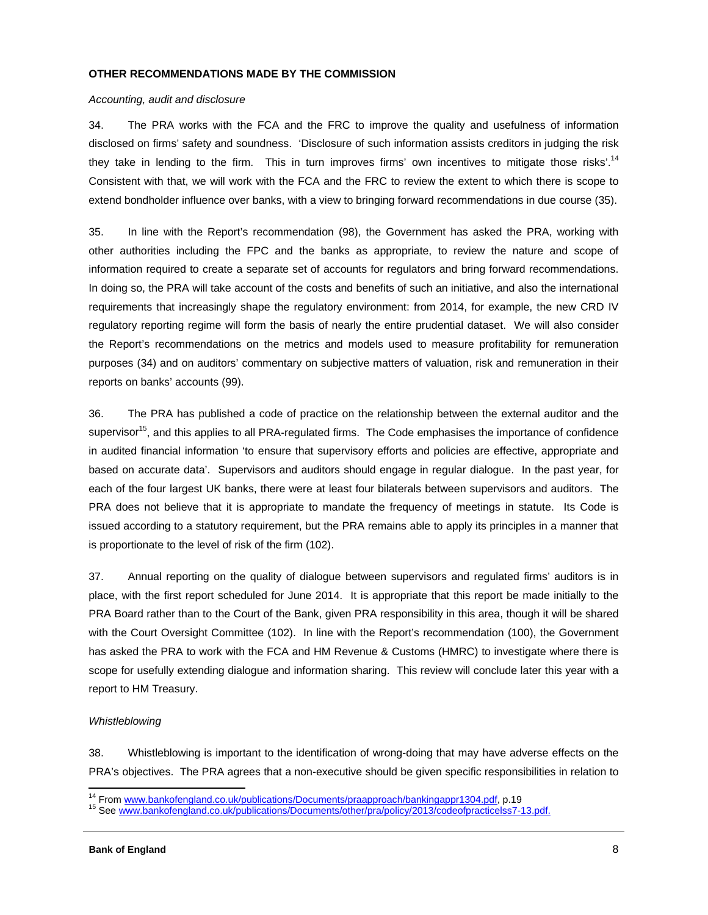**OTHER RECOMMENDATIONS MADE BY THE COMMISSION**

*Accounting, audit and disclosure*

34. The PRA works with the FCA and the FRC to improve the quality and usefulness of information disclosed on firms' safety and soundness. 'Disclosure of such information assists creditors in judging the risk they take in lending to the firm. This in turn improves firms' own incentives to mitigate those risks'.[14] Consistent with that, we will work with the FCA and the FRC to review the extent to which there is scope to extend bondholder influence over banks, with a view to bringing forward recommendations in due course (35).

35. In line with the Report's recommendation (98), the Government has asked the PRA, working with other authorities including the FPC and the banks as appropriate, to review the nature and scope of information required to create a separate set of accounts for regulators and bring forward recommendations. In doing so, the PRA will take account of the costs and benefits of such an initiative, and also the international requirements that increasingly shape the regulatory environment: from 2014, for example, the new CRD IV regulatory reporting regime will form the basis of nearly the entire prudential dataset. We will also consider the Report's recommendations on the metrics and models used to measure profitability for remuneration purposes (34) and on auditors' commentary on subjective matters of valuation, risk and remuneration in their reports on banks' accounts (99).

36. The PRA has published a code of practice on the relationship between the external auditor and the supervisor[15], and this applies to all PRA-regulated firms. The Code emphasises the importance of confidence in audited financial information 'to ensure that supervisory efforts and policies are effective, appropriate and based on accurate data'. Supervisors and auditors should engage in regular dialogue. In the past year, for each of the four largest UK banks, there were at least four bilaterals between supervisors and auditors. The PRA does not believe that it is appropriate to mandate the frequency of meetings in statute. Its Code is issued according to a statutory requirement, but the PRA remains able to apply its principles in a manner that is proportionate to the level of risk of the firm (102).

37. Annual reporting on the quality of dialogue between supervisors and regulated firms' auditors is in place, with the first report scheduled for June 2014. It is appropriate that this report be made initially to the PRA Board rather than to the Court of the Bank, given PRA responsibility in this area, though it will be shared with the Court Oversight Committee (102). In line with the Report's recommendation (100), the Government has asked the PRA to work with the FCA and HM Revenue & Customs (HMRC) to investigate where there is scope for usefully extending dialogue and information sharing. This review will conclude later this year with a report to HM Treasury.

*Whistleblowing*

38. Whistleblowing is important to the identification of wrong-doing that may have adverse effects on the PRA's objectives. The PRA agrees that a non-executive should be given specific responsibilities in relation to

---

[14] From www.bankofengland.co.uk/publications/Documents/praapproach/bankingappr1304.pdf, p.19

[15] See www.bankofengland.co.uk/publications/Documents/other/pra/policy/2013/codeofpracticelss7-13.pdf.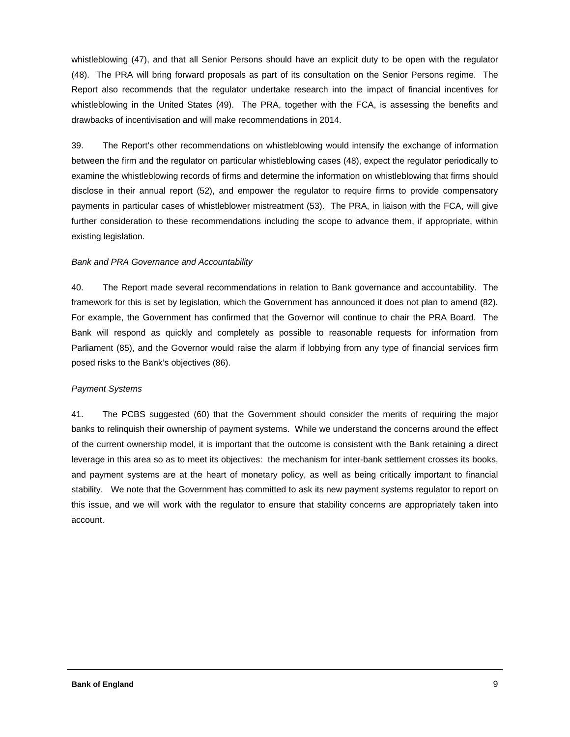whistleblowing (47), and that all Senior Persons should have an explicit duty to be open with the regulator (48). The PRA will bring forward proposals as part of its consultation on the Senior Persons regime. The Report also recommends that the regulator undertake research into the impact of financial incentives for whistleblowing in the United States (49). The PRA, together with the FCA, is assessing the benefits and drawbacks of incentivisation and will make recommendations in 2014.

39. The Report's other recommendations on whistleblowing would intensify the exchange of information between the firm and the regulator on particular whistleblowing cases (48), expect the regulator periodically to examine the whistleblowing records of firms and determine the information on whistleblowing that firms should disclose in their annual report (52), and empower the regulator to require firms to provide compensatory payments in particular cases of whistleblower mistreatment (53). The PRA, in liaison with the FCA, will give further consideration to these recommendations including the scope to advance them, if appropriate, within existing legislation.

*Bank and PRA Governance and Accountability*

40. The Report made several recommendations in relation to Bank governance and accountability. The framework for this is set by legislation, which the Government has announced it does not plan to amend (82). For example, the Government has confirmed that the Governor will continue to chair the PRA Board. The Bank will respond as quickly and completely as possible to reasonable requests for information from Parliament (85), and the Governor would raise the alarm if lobbying from any type of financial services firm posed risks to the Bank's objectives (86).

*Payment Systems*

41. The PCBS suggested (60) that the Government should consider the merits of requiring the major banks to relinquish their ownership of payment systems. While we understand the concerns around the effect of the current ownership model, it is important that the outcome is consistent with the Bank retaining a direct leverage in this area so as to meet its objectives: the mechanism for inter-bank settlement crosses its books, and payment systems are at the heart of monetary policy, as well as being critically important to financial stability. We note that the Government has committed to ask its new payment systems regulator to report on this issue, and we will work with the regulator to ensure that stability concerns are appropriately taken into account.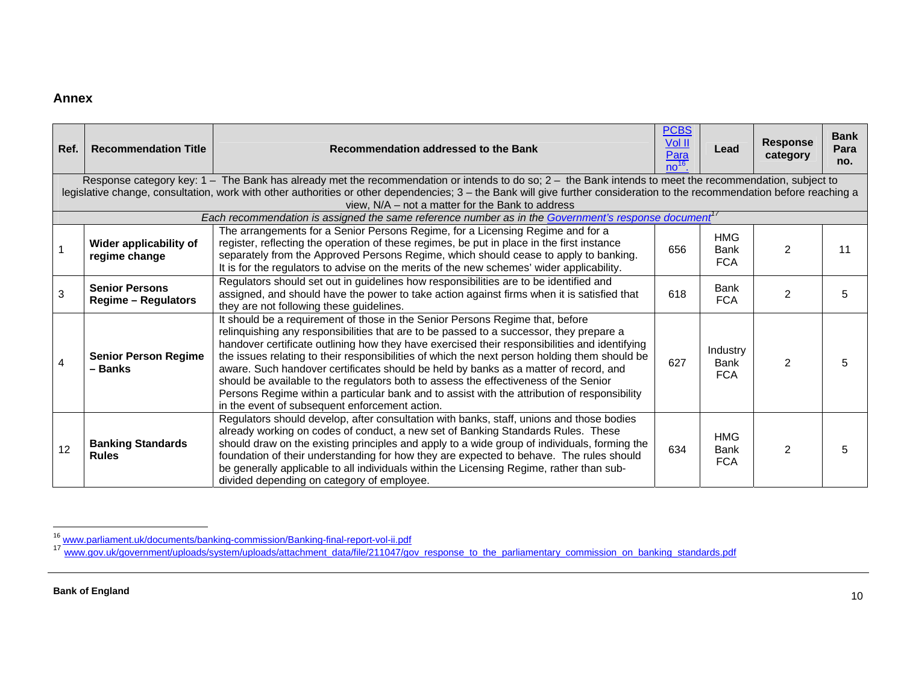## Annex

| Ref. | Recommendation Title | Recommendation addressed to the Bank | PCBS Vol II Para no[16]. | Lead | Response category | Bank Para no. |
|---|---|---|---|---|---|---|
| Response category key: 1 – The Bank has already met the recommendation or intends to do so; 2 – the Bank intends to meet the recommendation, subject to legislative change, consultation, work with other authorities or other dependencies; 3 – the Bank will give further consideration to the recommendation before reaching a view, N/A – not a matter for the Bank to address | | | | | | |
| *Each recommendation is assigned the same reference number as in the Government's response document[17]* | | | | | | |
| 1 | **Wider applicability of regime change** | The arrangements for a Senior Persons Regime, for a Licensing Regime and for a register, reflecting the operation of these regimes, be put in place in the first instance separately from the Approved Persons Regime, which should cease to apply to banking. It is for the regulators to advise on the merits of the new schemes' wider applicability. | 656 | HMG Bank FCA | 2 | 11 |
| 3 | **Senior Persons Regime – Regulators** | Regulators should set out in guidelines how responsibilities are to be identified and assigned, and should have the power to take action against firms when it is satisfied that they are not following these guidelines. | 618 | Bank FCA | 2 | 5 |
| 4 | **Senior Person Regime – Banks** | It should be a requirement of those in the Senior Persons Regime that, before relinquishing any responsibilities that are to be passed to a successor, they prepare a handover certificate outlining how they have exercised their responsibilities and identifying the issues relating to their responsibilities of which the next person holding them should be aware. Such handover certificates should be held by banks as a matter of record, and should be available to the regulators both to assess the effectiveness of the Senior Persons Regime within a particular bank and to assist with the attribution of responsibility in the event of subsequent enforcement action. | 627 | Industry Bank FCA | 2 | 5 |
| 12 | **Banking Standards Rules** | Regulators should develop, after consultation with banks, staff, unions and those bodies already working on codes of conduct, a new set of Banking Standards Rules. These should draw on the existing principles and apply to a wide group of individuals, forming the foundation of their understanding for how they are expected to behave. The rules should be generally applicable to all individuals within the Licensing Regime, rather than sub-divided depending on category of employee. | 634 | HMG Bank FCA | 2 | 5 |

[16] www.parliament.uk/documents/banking-commission/Banking-final-report-vol-ii.pdf

[17] www.gov.uk/government/uploads/system/uploads/attachment_data/file/211047/gov_response_to_the_parliamentary_commission_on_banking_standards.pdf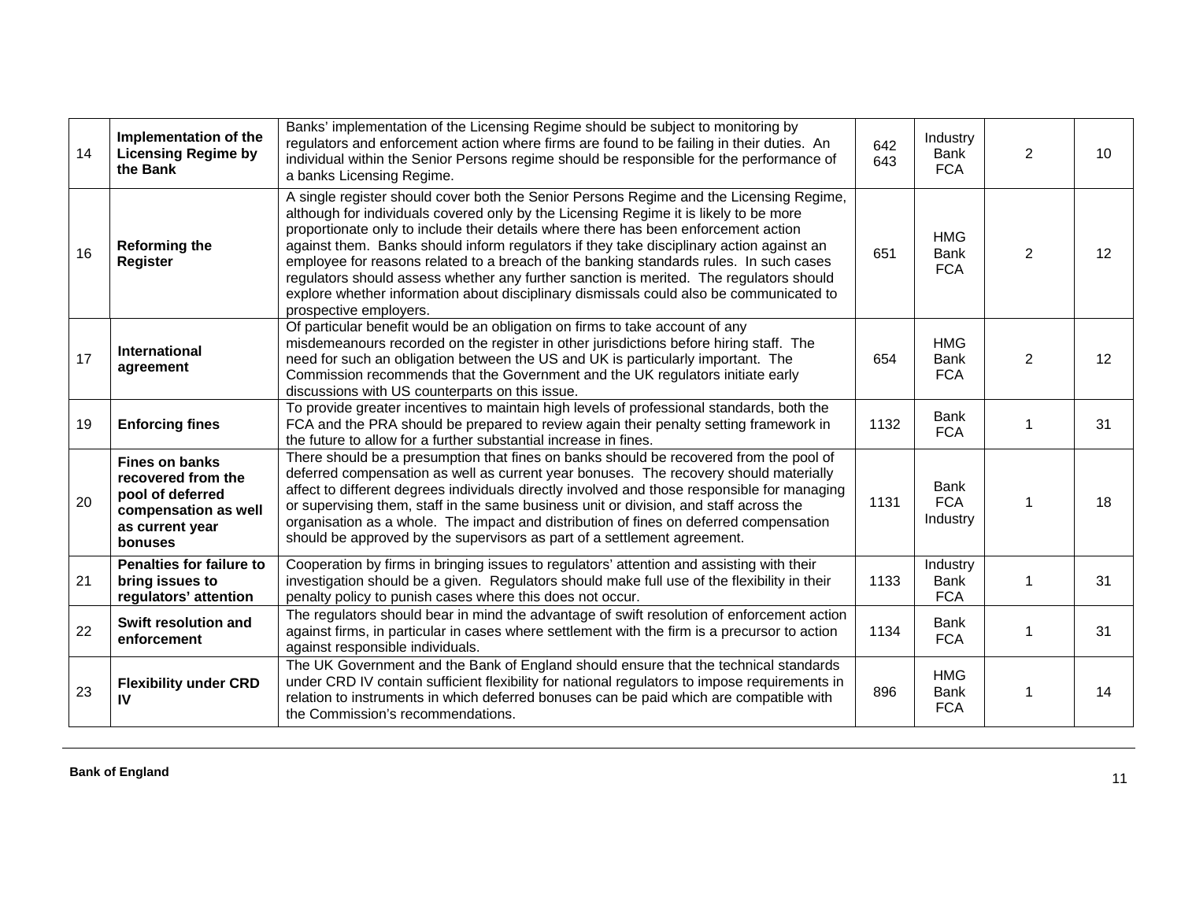| | | | | | | |
|---|---|---|---|---|---|---|
| 14 | **Implementation of the Licensing Regime by the Bank** | Banks' implementation of the Licensing Regime should be subject to monitoring by regulators and enforcement action where firms are found to be failing in their duties. An individual within the Senior Persons regime should be responsible for the performance of a banks Licensing Regime. | 642 643 | Industry Bank FCA | 2 | 10 |
| 16 | **Reforming the Register** | A single register should cover both the Senior Persons Regime and the Licensing Regime, although for individuals covered only by the Licensing Regime it is likely to be more proportionate only to include their details where there has been enforcement action against them. Banks should inform regulators if they take disciplinary action against an employee for reasons related to a breach of the banking standards rules. In such cases regulators should assess whether any further sanction is merited. The regulators should explore whether information about disciplinary dismissals could also be communicated to prospective employers. | 651 | HMG Bank FCA | 2 | 12 |
| 17 | **International agreement** | Of particular benefit would be an obligation on firms to take account of any misdemeanours recorded on the register in other jurisdictions before hiring staff. The need for such an obligation between the US and UK is particularly important. The Commission recommends that the Government and the UK regulators initiate early discussions with US counterparts on this issue. | 654 | HMG Bank FCA | 2 | 12 |
| 19 | **Enforcing fines** | To provide greater incentives to maintain high levels of professional standards, both the FCA and the PRA should be prepared to review again their penalty setting framework in the future to allow for a further substantial increase in fines. | 1132 | Bank FCA | 1 | 31 |
| 20 | **Fines on banks recovered from the pool of deferred compensation as well as current year bonuses** | There should be a presumption that fines on banks should be recovered from the pool of deferred compensation as well as current year bonuses. The recovery should materially affect to different degrees individuals directly involved and those responsible for managing or supervising them, staff in the same business unit or division, and staff across the organisation as a whole. The impact and distribution of fines on deferred compensation should be approved by the supervisors as part of a settlement agreement. | 1131 | Bank FCA Industry | 1 | 18 |
| 21 | **Penalties for failure to bring issues to regulators' attention** | Cooperation by firms in bringing issues to regulators' attention and assisting with their investigation should be a given. Regulators should make full use of the flexibility in their penalty policy to punish cases where this does not occur. | 1133 | Industry Bank FCA | 1 | 31 |
| 22 | **Swift resolution and enforcement** | The regulators should bear in mind the advantage of swift resolution of enforcement action against firms, in particular in cases where settlement with the firm is a precursor to action against responsible individuals. | 1134 | Bank FCA | 1 | 31 |
| 23 | **Flexibility under CRD IV** | The UK Government and the Bank of England should ensure that the technical standards under CRD IV contain sufficient flexibility for national regulators to impose requirements in relation to instruments in which deferred bonuses can be paid which are compatible with the Commission's recommendations. | 896 | HMG Bank FCA | 1 | 14 |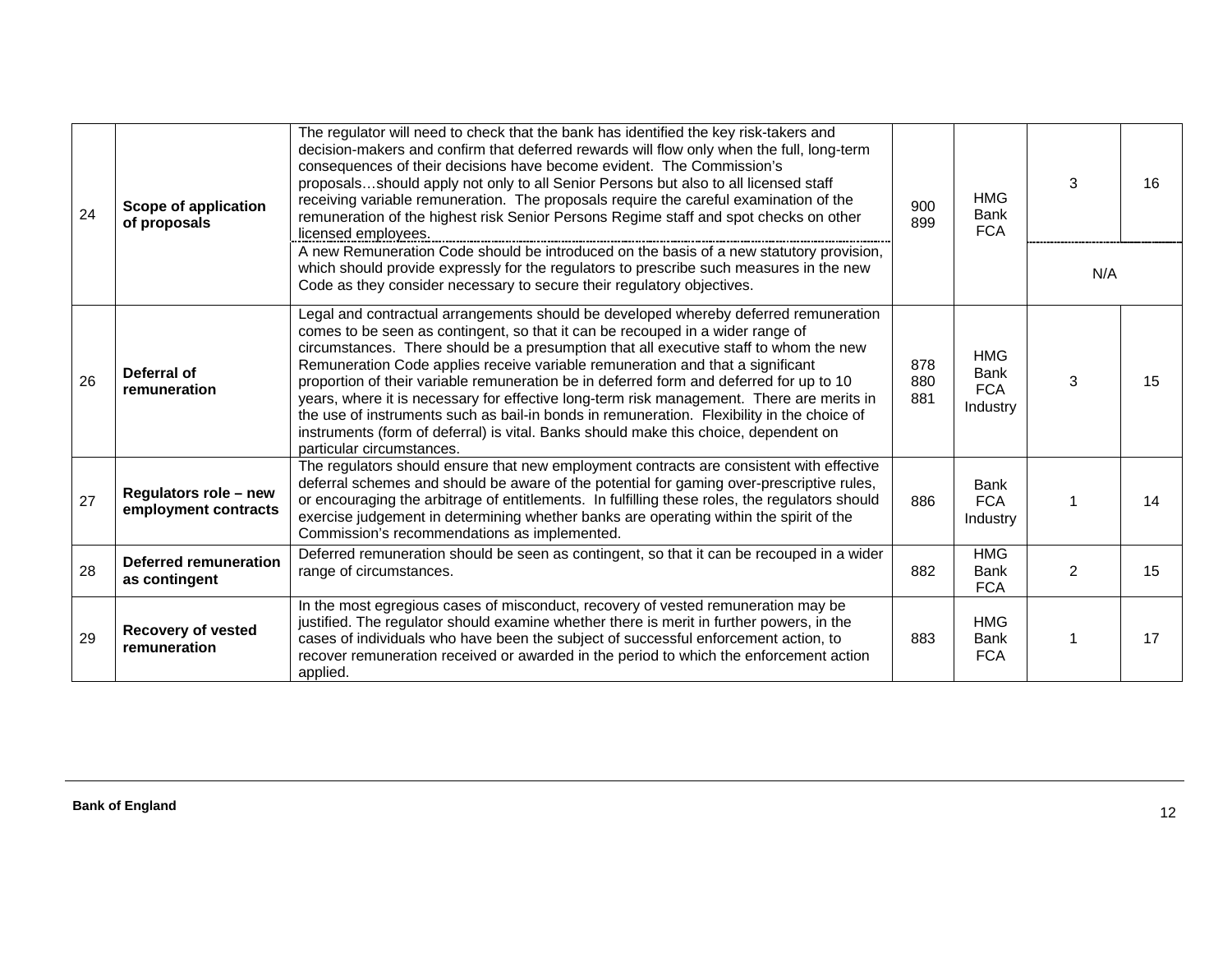| 24 | **Scope of application of proposals** | The regulator will need to check that the bank has identified the key risk-takers and decision-makers and confirm that deferred rewards will flow only when the full, long-term consequences of their decisions have become evident. The Commission's proposals…should apply not only to all Senior Persons but also to all licensed staff receiving variable remuneration. The proposals require the careful examination of the remuneration of the highest risk Senior Persons Regime staff and spot checks on other licensed employees. | 900<br>899 | HMG<br>Bank<br>FCA | 3 | 16 |
|---|---|---|---|---|---|---|
| | | A new Remuneration Code should be introduced on the basis of a new statutory provision, which should provide expressly for the regulators to prescribe such measures in the new Code as they consider necessary to secure their regulatory objectives. | | | N/A | |
| 26 | **Deferral of remuneration** | Legal and contractual arrangements should be developed whereby deferred remuneration comes to be seen as contingent, so that it can be recouped in a wider range of circumstances. There should be a presumption that all executive staff to whom the new Remuneration Code applies receive variable remuneration and that a significant proportion of their variable remuneration be in deferred form and deferred for up to 10 years, where it is necessary for effective long-term risk management. There are merits in the use of instruments such as bail-in bonds in remuneration. Flexibility in the choice of instruments (form of deferral) is vital. Banks should make this choice, dependent on particular circumstances. | 878<br>880<br>881 | HMG<br>Bank<br>FCA<br>Industry | 3 | 15 |
| 27 | **Regulators role – new employment contracts** | The regulators should ensure that new employment contracts are consistent with effective deferral schemes and should be aware of the potential for gaming over-prescriptive rules, or encouraging the arbitrage of entitlements. In fulfilling these roles, the regulators should exercise judgement in determining whether banks are operating within the spirit of the Commission's recommendations as implemented. | 886 | Bank<br>FCA<br>Industry | 1 | 14 |
| 28 | **Deferred remuneration as contingent** | Deferred remuneration should be seen as contingent, so that it can be recouped in a wider range of circumstances. | 882 | HMG<br>Bank<br>FCA | 2 | 15 |
| 29 | **Recovery of vested remuneration** | In the most egregious cases of misconduct, recovery of vested remuneration may be justified. The regulator should examine whether there is merit in further powers, in the cases of individuals who have been the subject of successful enforcement action, to recover remuneration received or awarded in the period to which the enforcement action applied. | 883 | HMG<br>Bank<br>FCA | 1 | 17 |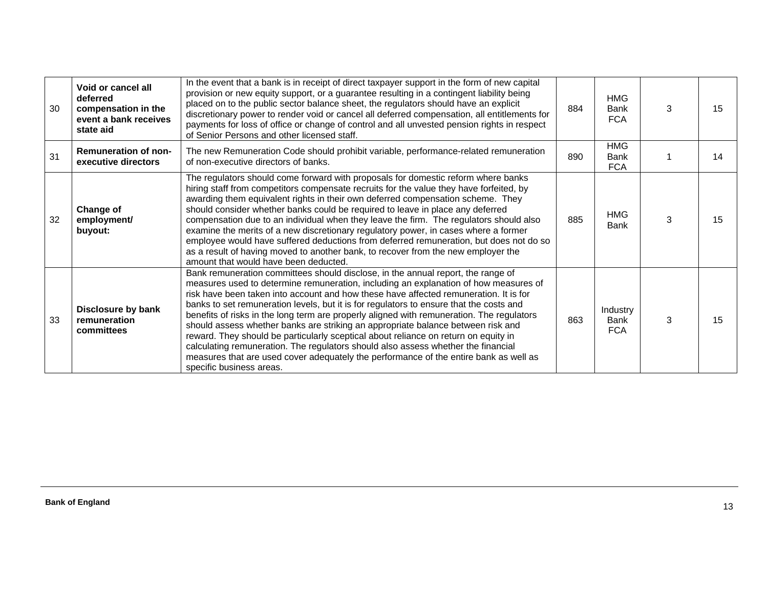| | | | | | | |
|---|---|---|---|---|---|---|
| 30 | **Void or cancel all deferred compensation in the event a bank receives state aid** | In the event that a bank is in receipt of direct taxpayer support in the form of new capital provision or new equity support, or a guarantee resulting in a contingent liability being placed on to the public sector balance sheet, the regulators should have an explicit discretionary power to render void or cancel all deferred compensation, all entitlements for payments for loss of office or change of control and all unvested pension rights in respect of Senior Persons and other licensed staff. | 884 | HMG<br>Bank<br>FCA | 3 | 15 |
| 31 | **Remuneration of non-executive directors** | The new Remuneration Code should prohibit variable, performance-related remuneration of non-executive directors of banks. | 890 | HMG<br>Bank<br>FCA | 1 | 14 |
| 32 | **Change of employment/ buyout:** | The regulators should come forward with proposals for domestic reform where banks hiring staff from competitors compensate recruits for the value they have forfeited, by awarding them equivalent rights in their own deferred compensation scheme. They should consider whether banks could be required to leave in place any deferred compensation due to an individual when they leave the firm. The regulators should also examine the merits of a new discretionary regulatory power, in cases where a former employee would have suffered deductions from deferred remuneration, but does not do so as a result of having moved to another bank, to recover from the new employer the amount that would have been deducted. | 885 | HMG<br>Bank | 3 | 15 |
| 33 | **Disclosure by bank remuneration committees** | Bank remuneration committees should disclose, in the annual report, the range of measures used to determine remuneration, including an explanation of how measures of risk have been taken into account and how these have affected remuneration. It is for banks to set remuneration levels, but it is for regulators to ensure that the costs and benefits of risks in the long term are properly aligned with remuneration. The regulators should assess whether banks are striking an appropriate balance between risk and reward. They should be particularly sceptical about reliance on return on equity in calculating remuneration. The regulators should also assess whether the financial measures that are used cover adequately the performance of the entire bank as well as specific business areas. | 863 | Industry<br>Bank<br>FCA | 3 | 15 |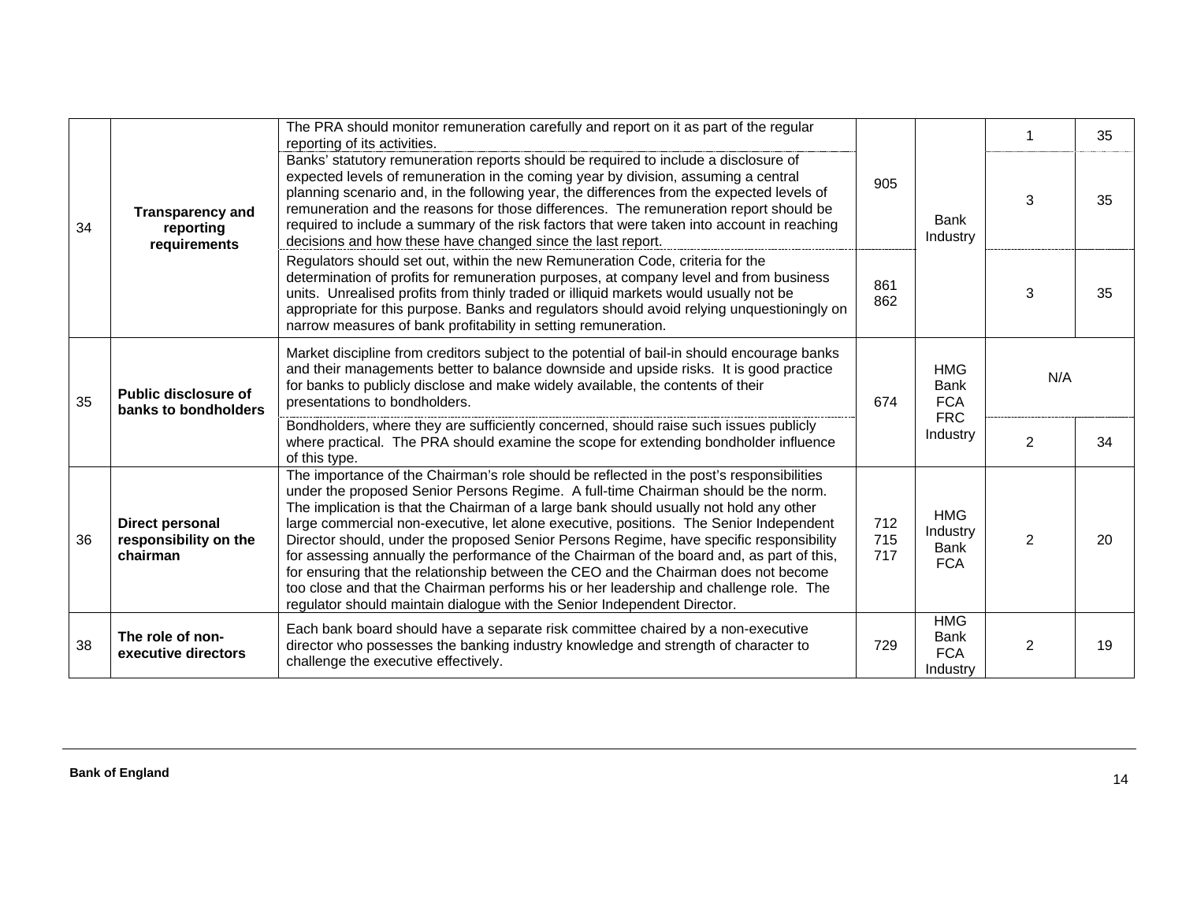| | | | | | | |
|---|---|---|---|---|---|---|
| 34 | **Transparency and reporting requirements** | The PRA should monitor remuneration carefully and report on it as part of the regular reporting of its activities. | 905 | Bank Industry | 1 | 35 |
| | | Banks' statutory remuneration reports should be required to include a disclosure of expected levels of remuneration in the coming year by division, assuming a central planning scenario and, in the following year, the differences from the expected levels of remuneration and the reasons for those differences. The remuneration report should be required to include a summary of the risk factors that were taken into account in reaching decisions and how these have changed since the last report. | | | 3 | 35 |
| | | Regulators should set out, within the new Remuneration Code, criteria for the determination of profits for remuneration purposes, at company level and from business units. Unrealised profits from thinly traded or illiquid markets would usually not be appropriate for this purpose. Banks and regulators should avoid relying unquestioningly on narrow measures of bank profitability in setting remuneration. | 861 862 | | 3 | 35 |
| 35 | **Public disclosure of banks to bondholders** | Market discipline from creditors subject to the potential of bail-in should encourage banks and their managements better to balance downside and upside risks. It is good practice for banks to publicly disclose and make widely available, the contents of their presentations to bondholders. | 674 | HMG Bank FCA FRC Industry | N/A | |
| | | Bondholders, where they are sufficiently concerned, should raise such issues publicly where practical. The PRA should examine the scope for extending bondholder influence of this type. | | | 2 | 34 |
| 36 | **Direct personal responsibility on the chairman** | The importance of the Chairman's role should be reflected in the post's responsibilities under the proposed Senior Persons Regime. A full-time Chairman should be the norm. The implication is that the Chairman of a large bank should usually not hold any other large commercial non-executive, let alone executive, positions. The Senior Independent Director should, under the proposed Senior Persons Regime, have specific responsibility for assessing annually the performance of the Chairman of the board and, as part of this, for ensuring that the relationship between the CEO and the Chairman does not become too close and that the Chairman performs his or her leadership and challenge role. The regulator should maintain dialogue with the Senior Independent Director. | 712 715 717 | HMG Industry Bank FCA | 2 | 20 |
| 38 | **The role of non-executive directors** | Each bank board should have a separate risk committee chaired by a non-executive director who possesses the banking industry knowledge and strength of character to challenge the executive effectively. | 729 | HMG Bank FCA Industry | 2 | 19 |

**Bank of England**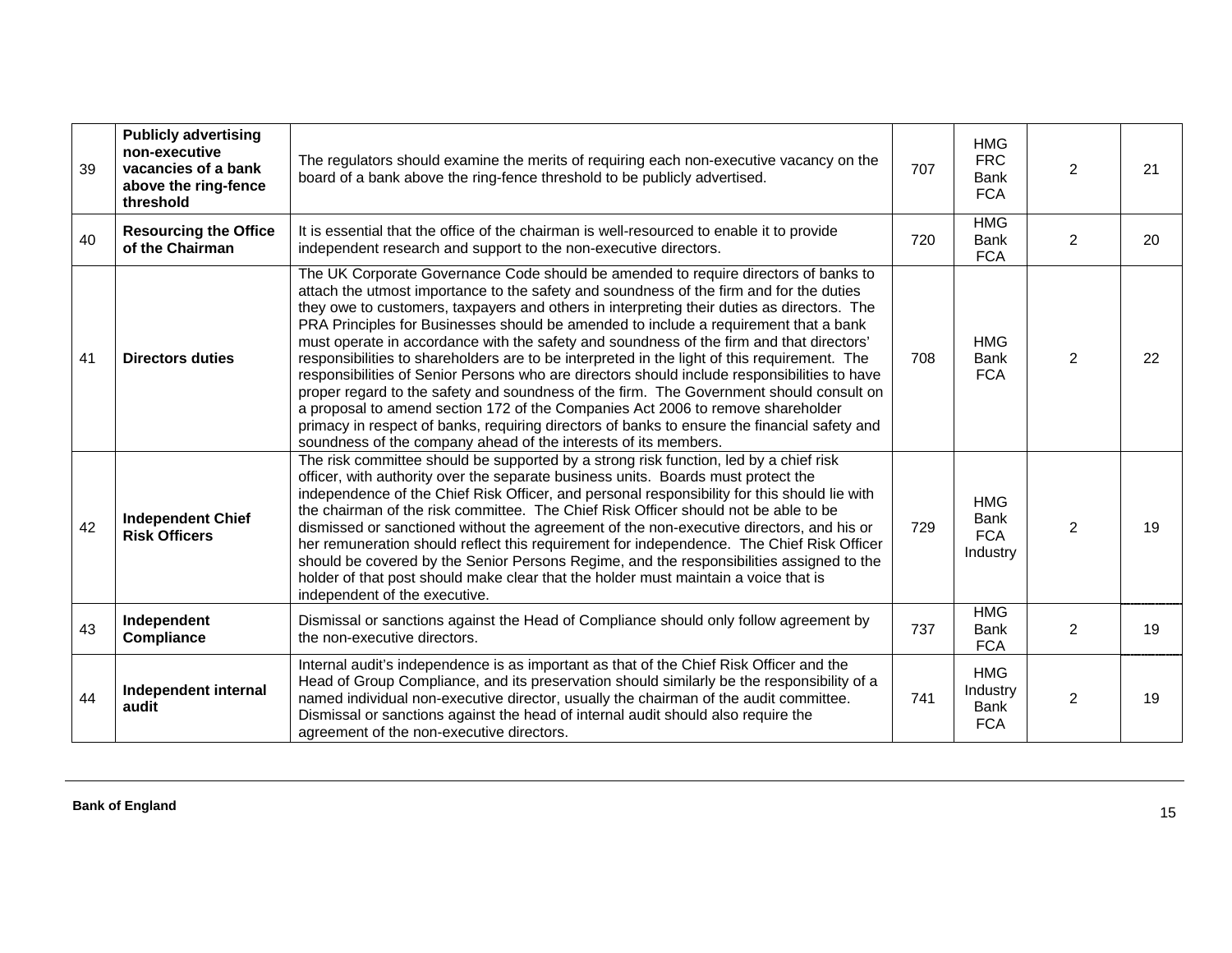| 39 | **Publicly advertising non-executive vacancies of a bank above the ring-fence threshold** | The regulators should examine the merits of requiring each non-executive vacancy on the board of a bank above the ring-fence threshold to be publicly advertised. | 707 | HMG FRC Bank FCA | 2 | 21 |
|---|---|---|---|---|---|---|
| 40 | **Resourcing the Office of the Chairman** | It is essential that the office of the chairman is well-resourced to enable it to provide independent research and support to the non-executive directors. | 720 | HMG Bank FCA | 2 | 20 |
| 41 | **Directors duties** | The UK Corporate Governance Code should be amended to require directors of banks to attach the utmost importance to the safety and soundness of the firm and for the duties they owe to customers, taxpayers and others in interpreting their duties as directors. The PRA Principles for Businesses should be amended to include a requirement that a bank must operate in accordance with the safety and soundness of the firm and that directors' responsibilities to shareholders are to be interpreted in the light of this requirement. The responsibilities of Senior Persons who are directors should include responsibilities to have proper regard to the safety and soundness of the firm. The Government should consult on a proposal to amend section 172 of the Companies Act 2006 to remove shareholder primacy in respect of banks, requiring directors of banks to ensure the financial safety and soundness of the company ahead of the interests of its members. | 708 | HMG Bank FCA | 2 | 22 |
| 42 | **Independent Chief Risk Officers** | The risk committee should be supported by a strong risk function, led by a chief risk officer, with authority over the separate business units. Boards must protect the independence of the Chief Risk Officer, and personal responsibility for this should lie with the chairman of the risk committee. The Chief Risk Officer should not be able to be dismissed or sanctioned without the agreement of the non-executive directors, and his or her remuneration should reflect this requirement for independence. The Chief Risk Officer should be covered by the Senior Persons Regime, and the responsibilities assigned to the holder of that post should make clear that the holder must maintain a voice that is independent of the executive. | 729 | HMG Bank FCA Industry | 2 | 19 |
| 43 | **Independent Compliance** | Dismissal or sanctions against the Head of Compliance should only follow agreement by the non-executive directors. | 737 | HMG Bank FCA | 2 | 19 |
| 44 | **Independent internal audit** | Internal audit's independence is as important as that of the Chief Risk Officer and the Head of Group Compliance, and its preservation should similarly be the responsibility of a named individual non-executive director, usually the chairman of the audit committee. Dismissal or sanctions against the head of internal audit should also require the agreement of the non-executive directors. | 741 | HMG Industry Bank FCA | 2 | 19 |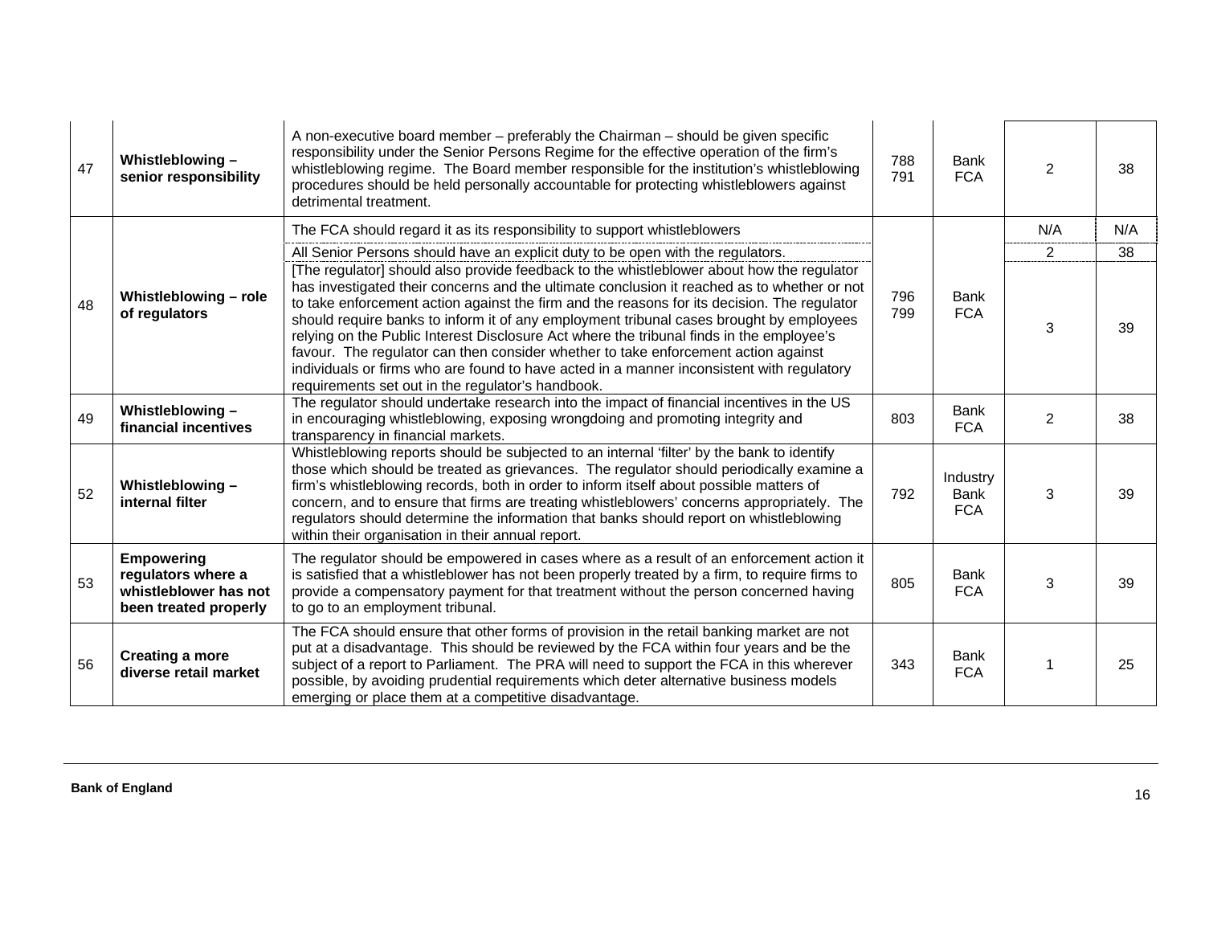| | | | | | | |
|---|---|---|---|---|---|---|
| 47 | **Whistleblowing – senior responsibility** | A non-executive board member – preferably the Chairman – should be given specific responsibility under the Senior Persons Regime for the effective operation of the firm's whistleblowing regime. The Board member responsible for the institution's whistleblowing procedures should be held personally accountable for protecting whistleblowers against detrimental treatment. | 788 791 | Bank FCA | 2 | 38 |
| 48 | **Whistleblowing – role of regulators** | The FCA should regard it as its responsibility to support whistleblowers | 796 799 | Bank FCA | N/A | N/A |
| | | All Senior Persons should have an explicit duty to be open with the regulators. | | | 2 | 38 |
| | | [The regulator] should also provide feedback to the whistleblower about how the regulator has investigated their concerns and the ultimate conclusion it reached as to whether or not to take enforcement action against the firm and the reasons for its decision. The regulator should require banks to inform it of any employment tribunal cases brought by employees relying on the Public Interest Disclosure Act where the tribunal finds in the employee's favour. The regulator can then consider whether to take enforcement action against individuals or firms who are found to have acted in a manner inconsistent with regulatory requirements set out in the regulator's handbook. | | | 3 | 39 |
| 49 | **Whistleblowing – financial incentives** | The regulator should undertake research into the impact of financial incentives in the US in encouraging whistleblowing, exposing wrongdoing and promoting integrity and transparency in financial markets. | 803 | Bank FCA | 2 | 38 |
| 52 | **Whistleblowing – internal filter** | Whistleblowing reports should be subjected to an internal 'filter' by the bank to identify those which should be treated as grievances. The regulator should periodically examine a firm's whistleblowing records, both in order to inform itself about possible matters of concern, and to ensure that firms are treating whistleblowers' concerns appropriately. The regulators should determine the information that banks should report on whistleblowing within their organisation in their annual report. | 792 | Industry Bank FCA | 3 | 39 |
| 53 | **Empowering regulators where a whistleblower has not been treated properly** | The regulator should be empowered in cases where as a result of an enforcement action it is satisfied that a whistleblower has not been properly treated by a firm, to require firms to provide a compensatory payment for that treatment without the person concerned having to go to an employment tribunal. | 805 | Bank FCA | 3 | 39 |
| 56 | **Creating a more diverse retail market** | The FCA should ensure that other forms of provision in the retail banking market are not put at a disadvantage. This should be reviewed by the FCA within four years and be the subject of a report to Parliament. The PRA will need to support the FCA in this wherever possible, by avoiding prudential requirements which deter alternative business models emerging or place them at a competitive disadvantage. | 343 | Bank FCA | 1 | 25 |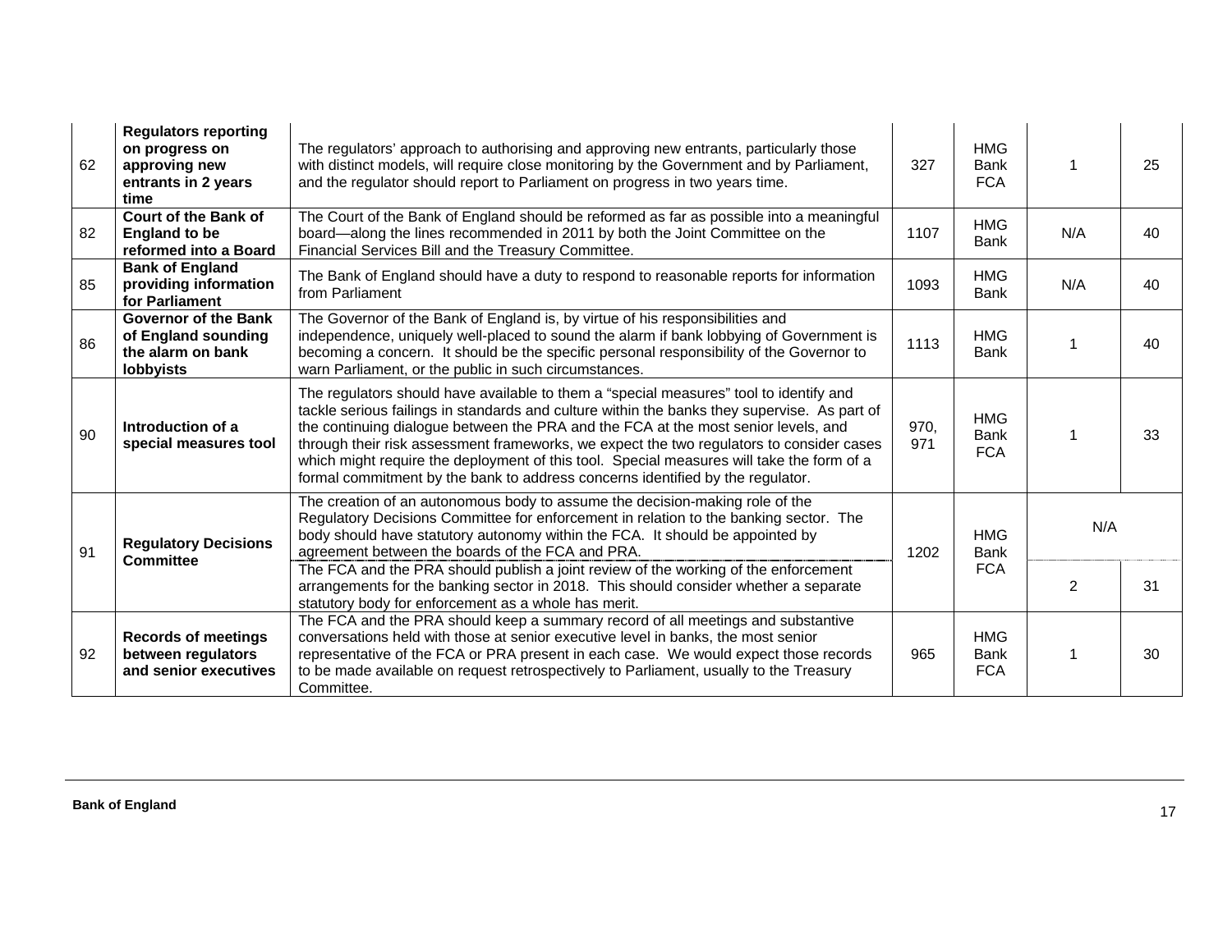| 62 | **Regulators reporting on progress on approving new entrants in 2 years time** | The regulators' approach to authorising and approving new entrants, particularly those with distinct models, will require close monitoring by the Government and by Parliament, and the regulator should report to Parliament on progress in two years time. | 327 | HMG Bank FCA | 1 | 25 |
|---|---|---|---|---|---|---|
| 82 | **Court of the Bank of England to be reformed into a Board** | The Court of the Bank of England should be reformed as far as possible into a meaningful board—along the lines recommended in 2011 by both the Joint Committee on the Financial Services Bill and the Treasury Committee. | 1107 | HMG Bank | N/A | 40 |
| 85 | **Bank of England providing information for Parliament** | The Bank of England should have a duty to respond to reasonable reports for information from Parliament | 1093 | HMG Bank | N/A | 40 |
| 86 | **Governor of the Bank of England sounding the alarm on bank lobbyists** | The Governor of the Bank of England is, by virtue of his responsibilities and independence, uniquely well-placed to sound the alarm if bank lobbying of Government is becoming a concern. It should be the specific personal responsibility of the Governor to warn Parliament, or the public in such circumstances. | 1113 | HMG Bank | 1 | 40 |
| 90 | **Introduction of a special measures tool** | The regulators should have available to them a "special measures" tool to identify and tackle serious failings in standards and culture within the banks they supervise. As part of the continuing dialogue between the PRA and the FCA at the most senior levels, and through their risk assessment frameworks, we expect the two regulators to consider cases which might require the deployment of this tool. Special measures will take the form of a formal commitment by the bank to address concerns identified by the regulator. | 970, 971 | HMG Bank FCA | 1 | 33 |
| 91 | **Regulatory Decisions Committee** | The creation of an autonomous body to assume the decision-making role of the Regulatory Decisions Committee for enforcement in relation to the banking sector. The body should have statutory autonomy within the FCA. It should be appointed by agreement between the boards of the FCA and PRA. | 1202 | HMG Bank FCA | N/A | |
| | | The FCA and the PRA should publish a joint review of the working of the enforcement arrangements for the banking sector in 2018. This should consider whether a separate statutory body for enforcement as a whole has merit. | | | 2 | 31 |
| 92 | **Records of meetings between regulators and senior executives** | The FCA and the PRA should keep a summary record of all meetings and substantive conversations held with those at senior executive level in banks, the most senior representative of the FCA or PRA present in each case. We would expect those records to be made available on request retrospectively to Parliament, usually to the Treasury Committee. | 965 | HMG Bank FCA | 1 | 30 |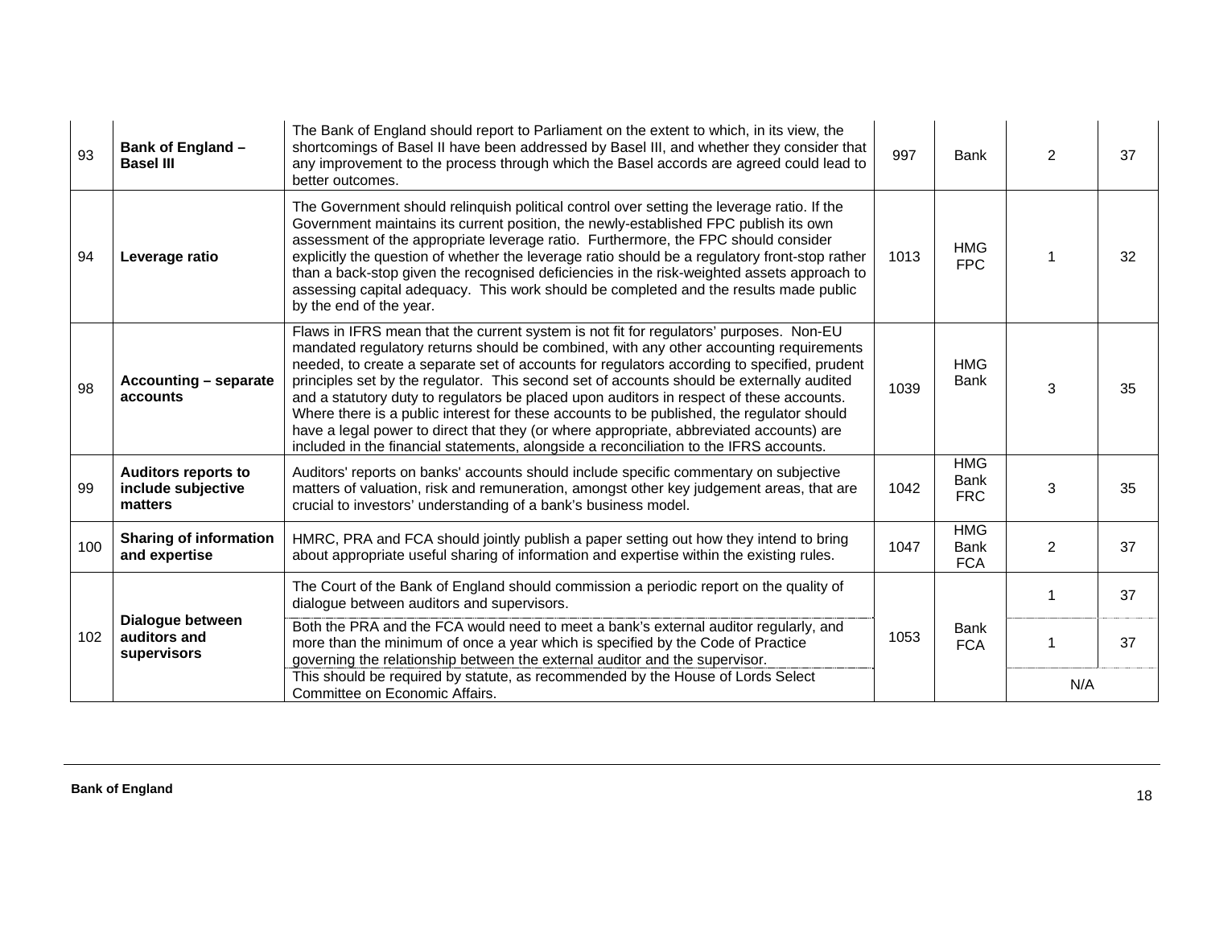| | | | | | | |
|---|---|---|---|---|---|---|
| 93 | **Bank of England – Basel III** | The Bank of England should report to Parliament on the extent to which, in its view, the shortcomings of Basel II have been addressed by Basel III, and whether they consider that any improvement to the process through which the Basel accords are agreed could lead to better outcomes. | 997 | Bank | 2 | 37 |
| 94 | **Leverage ratio** | The Government should relinquish political control over setting the leverage ratio. If the Government maintains its current position, the newly-established FPC publish its own assessment of the appropriate leverage ratio. Furthermore, the FPC should consider explicitly the question of whether the leverage ratio should be a regulatory front-stop rather than a back-stop given the recognised deficiencies in the risk-weighted assets approach to assessing capital adequacy. This work should be completed and the results made public by the end of the year. | 1013 | HMG FPC | 1 | 32 |
| 98 | **Accounting – separate accounts** | Flaws in IFRS mean that the current system is not fit for regulators' purposes. Non-EU mandated regulatory returns should be combined, with any other accounting requirements needed, to create a separate set of accounts for regulators according to specified, prudent principles set by the regulator. This second set of accounts should be externally audited and a statutory duty to regulators be placed upon auditors in respect of these accounts. Where there is a public interest for these accounts to be published, the regulator should have a legal power to direct that they (or where appropriate, abbreviated accounts) are included in the financial statements, alongside a reconciliation to the IFRS accounts. | 1039 | HMG Bank | 3 | 35 |
| 99 | **Auditors reports to include subjective matters** | Auditors' reports on banks' accounts should include specific commentary on subjective matters of valuation, risk and remuneration, amongst other key judgement areas, that are crucial to investors' understanding of a bank's business model. | 1042 | HMG Bank FRC | 3 | 35 |
| 100 | **Sharing of information and expertise** | HMRC, PRA and FCA should jointly publish a paper setting out how they intend to bring about appropriate useful sharing of information and expertise within the existing rules. | 1047 | HMG Bank FCA | 2 | 37 |
| 102 | **Dialogue between auditors and supervisors** | The Court of the Bank of England should commission a periodic report on the quality of dialogue between auditors and supervisors. | 1053 | Bank FCA | 1 | 37 |
| | | Both the PRA and the FCA would need to meet a bank's external auditor regularly, and more than the minimum of once a year which is specified by the Code of Practice governing the relationship between the external auditor and the supervisor. | | | 1 | 37 |
| | | This should be required by statute, as recommended by the House of Lords Select Committee on Economic Affairs. | | | N/A | |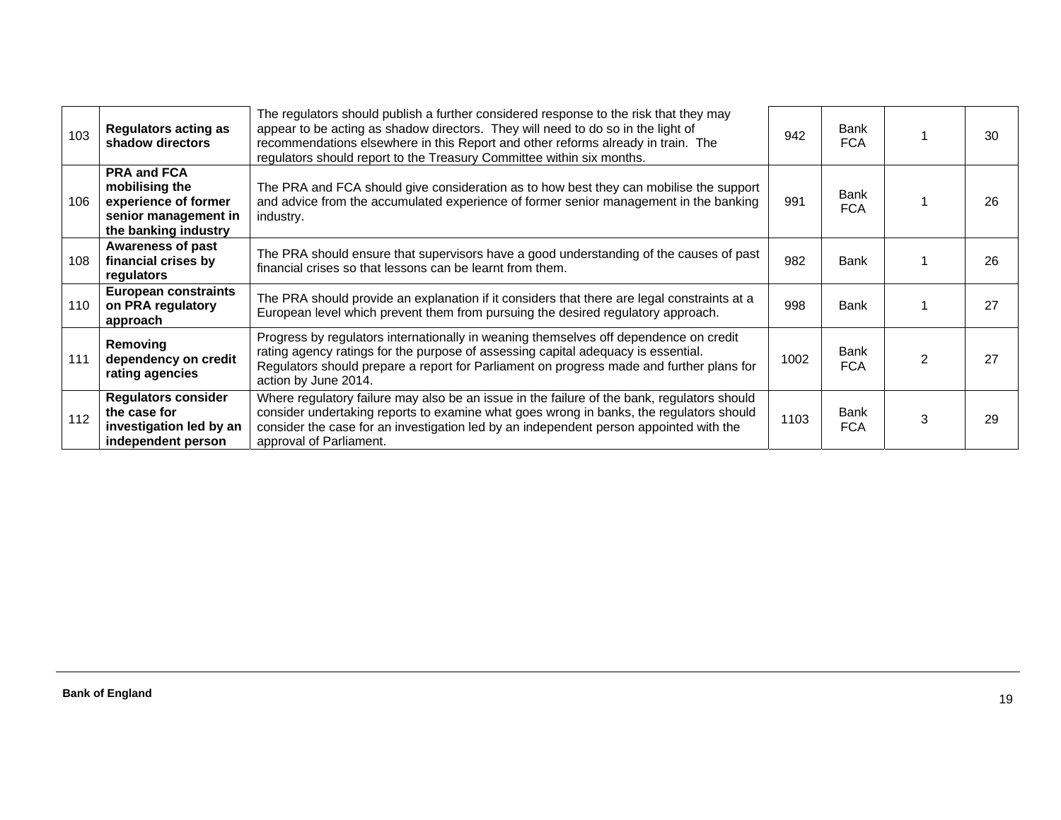| | | | | | | |
|---|---|---|---|---|---|---|
| 103 | **Regulators acting as shadow directors** | The regulators should publish a further considered response to the risk that they may appear to be acting as shadow directors. They will need to do so in the light of recommendations elsewhere in this Report and other reforms already in train. The regulators should report to the Treasury Committee within six months. | 942 | Bank FCA | 1 | 30 |
| 106 | **PRA and FCA mobilising the experience of former senior management in the banking industry** | The PRA and FCA should give consideration as to how best they can mobilise the support and advice from the accumulated experience of former senior management in the banking industry. | 991 | Bank FCA | 1 | 26 |
| 108 | **Awareness of past financial crises by regulators** | The PRA should ensure that supervisors have a good understanding of the causes of past financial crises so that lessons can be learnt from them. | 982 | Bank | 1 | 26 |
| 110 | **European constraints on PRA regulatory approach** | The PRA should provide an explanation if it considers that there are legal constraints at a European level which prevent them from pursuing the desired regulatory approach. | 998 | Bank | 1 | 27 |
| 111 | **Removing dependency on credit rating agencies** | Progress by regulators internationally in weaning themselves off dependence on credit rating agency ratings for the purpose of assessing capital adequacy is essential. Regulators should prepare a report for Parliament on progress made and further plans for action by June 2014. | 1002 | Bank FCA | 2 | 27 |
| 112 | **Regulators consider the case for investigation led by an independent person** | Where regulatory failure may also be an issue in the failure of the bank, regulators should consider undertaking reports to examine what goes wrong in banks, the regulators should consider the case for an investigation led by an independent person appointed with the approval of Parliament. | 1103 | Bank FCA | 3 | 29 |